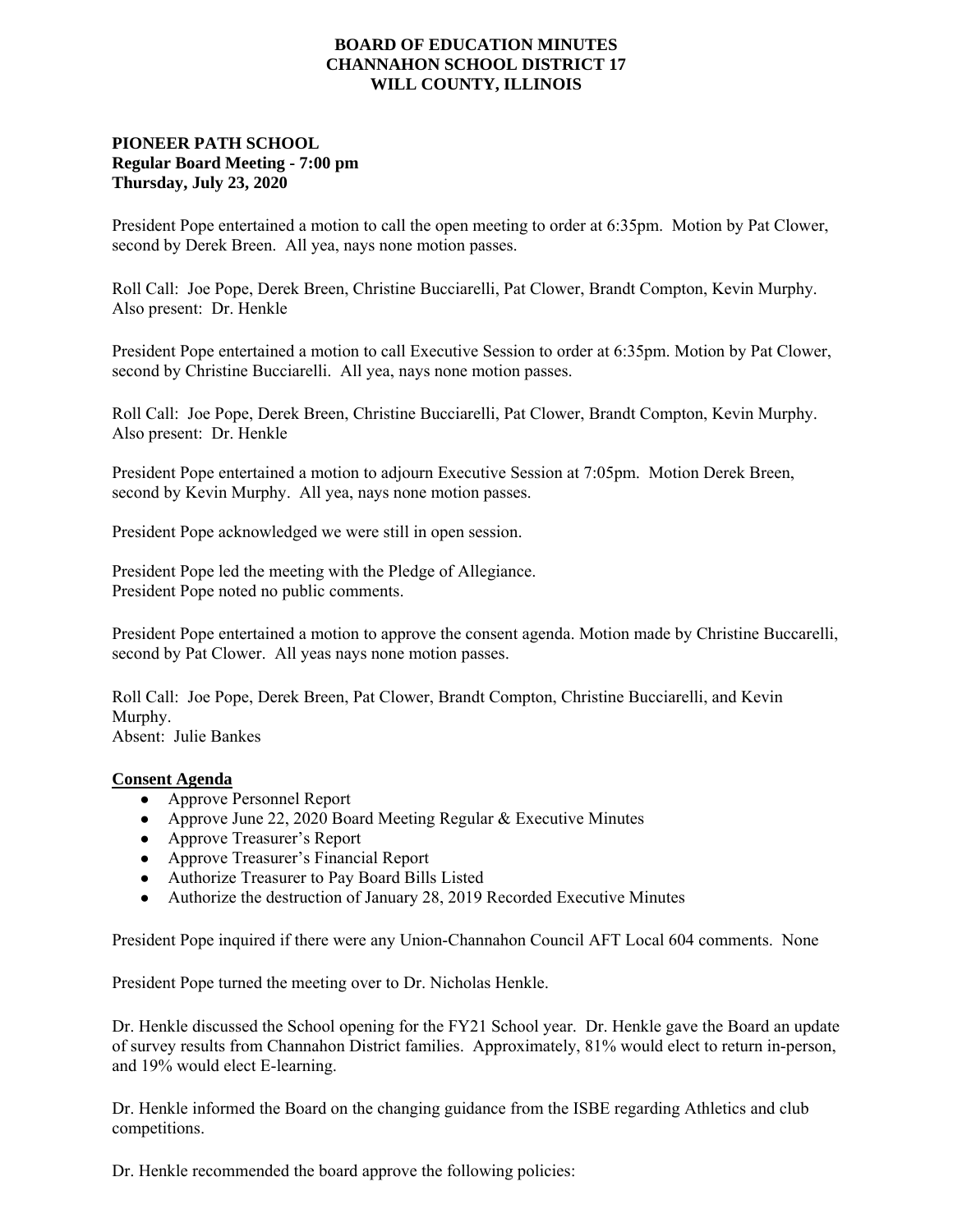**BOARD OF EDUCATION MINUTES**
**CHANNAHON SCHOOL DISTRICT 17**
**WILL COUNTY, ILLINOIS**

**PIONEER PATH SCHOOL**
**Regular Board Meeting - 7:00 pm**
**Thursday, July 23, 2020**

President Pope entertained a motion to call the open meeting to order at 6:35pm. Motion by Pat Clower, second by Derek Breen. All yea, nays none motion passes.

Roll Call: Joe Pope, Derek Breen, Christine Bucciarelli, Pat Clower, Brandt Compton, Kevin Murphy. Also present: Dr. Henkle

President Pope entertained a motion to call Executive Session to order at 6:35pm. Motion by Pat Clower, second by Christine Bucciarelli. All yea, nays none motion passes.

Roll Call: Joe Pope, Derek Breen, Christine Bucciarelli, Pat Clower, Brandt Compton, Kevin Murphy. Also present: Dr. Henkle

President Pope entertained a motion to adjourn Executive Session at 7:05pm. Motion Derek Breen, second by Kevin Murphy. All yea, nays none motion passes.

President Pope acknowledged we were still in open session.

President Pope led the meeting with the Pledge of Allegiance.
President Pope noted no public comments.

President Pope entertained a motion to approve the consent agenda. Motion made by Christine Buccarelli, second by Pat Clower. All yeas nays none motion passes.

Roll Call: Joe Pope, Derek Breen, Pat Clower, Brandt Compton, Christine Bucciarelli, and Kevin Murphy.
Absent: Julie Bankes

**Consent Agenda**

- Approve Personnel Report
- Approve June 22, 2020 Board Meeting Regular & Executive Minutes
- Approve Treasurer's Report
- Approve Treasurer's Financial Report
- Authorize Treasurer to Pay Board Bills Listed
- Authorize the destruction of January 28, 2019 Recorded Executive Minutes

President Pope inquired if there were any Union-Channahon Council AFT Local 604 comments. None

President Pope turned the meeting over to Dr. Nicholas Henkle.

Dr. Henkle discussed the School opening for the FY21 School year. Dr. Henkle gave the Board an update of survey results from Channahon District families. Approximately, 81% would elect to return in-person, and 19% would elect E-learning.

Dr. Henkle informed the Board on the changing guidance from the ISBE regarding Athletics and club competitions.

Dr. Henkle recommended the board approve the following policies: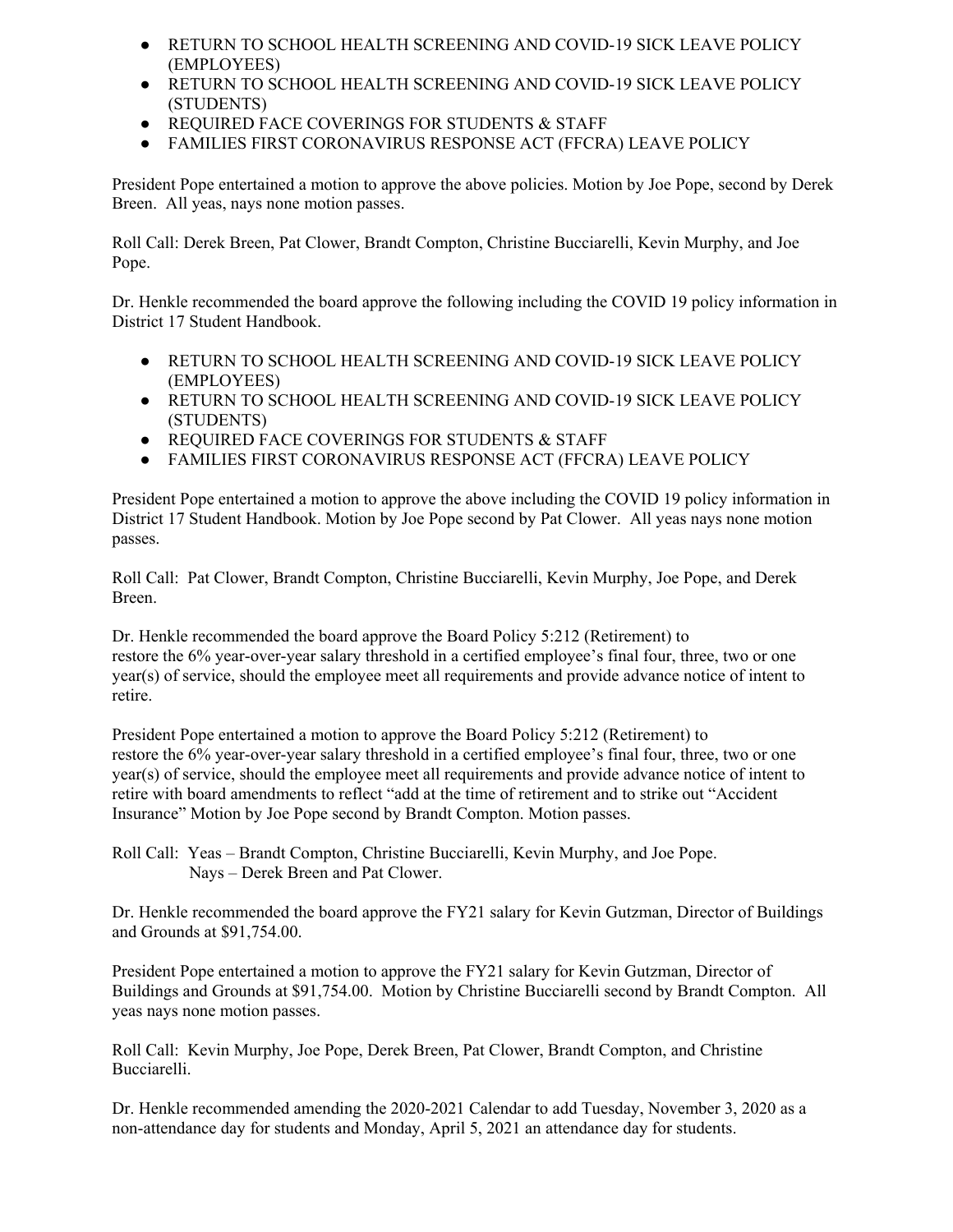- RETURN TO SCHOOL HEALTH SCREENING AND COVID-19 SICK LEAVE POLICY (EMPLOYEES)
- RETURN TO SCHOOL HEALTH SCREENING AND COVID-19 SICK LEAVE POLICY (STUDENTS)
- REQUIRED FACE COVERINGS FOR STUDENTS & STAFF
- FAMILIES FIRST CORONAVIRUS RESPONSE ACT (FFCRA) LEAVE POLICY

President Pope entertained a motion to approve the above policies. Motion by Joe Pope, second by Derek Breen. All yeas, nays none motion passes.

Roll Call: Derek Breen, Pat Clower, Brandt Compton, Christine Bucciarelli, Kevin Murphy, and Joe Pope.

Dr. Henkle recommended the board approve the following including the COVID 19 policy information in District 17 Student Handbook.

- RETURN TO SCHOOL HEALTH SCREENING AND COVID-19 SICK LEAVE POLICY (EMPLOYEES)
- RETURN TO SCHOOL HEALTH SCREENING AND COVID-19 SICK LEAVE POLICY (STUDENTS)
- REQUIRED FACE COVERINGS FOR STUDENTS & STAFF
- FAMILIES FIRST CORONAVIRUS RESPONSE ACT (FFCRA) LEAVE POLICY

President Pope entertained a motion to approve the above including the COVID 19 policy information in District 17 Student Handbook. Motion by Joe Pope second by Pat Clower. All yeas nays none motion passes.

Roll Call: Pat Clower, Brandt Compton, Christine Bucciarelli, Kevin Murphy, Joe Pope, and Derek Breen.

Dr. Henkle recommended the board approve the Board Policy 5:212 (Retirement) to restore the 6% year-over-year salary threshold in a certified employee's final four, three, two or one year(s) of service, should the employee meet all requirements and provide advance notice of intent to retire.

President Pope entertained a motion to approve the Board Policy 5:212 (Retirement) to restore the 6% year-over-year salary threshold in a certified employee's final four, three, two or one year(s) of service, should the employee meet all requirements and provide advance notice of intent to retire with board amendments to reflect "add at the time of retirement and to strike out "Accident Insurance" Motion by Joe Pope second by Brandt Compton. Motion passes.

Roll Call: Yeas – Brandt Compton, Christine Bucciarelli, Kevin Murphy, and Joe Pope.
Nays – Derek Breen and Pat Clower.

Dr. Henkle recommended the board approve the FY21 salary for Kevin Gutzman, Director of Buildings and Grounds at $91,754.00.

President Pope entertained a motion to approve the FY21 salary for Kevin Gutzman, Director of Buildings and Grounds at $91,754.00. Motion by Christine Bucciarelli second by Brandt Compton. All yeas nays none motion passes.

Roll Call: Kevin Murphy, Joe Pope, Derek Breen, Pat Clower, Brandt Compton, and Christine Bucciarelli.

Dr. Henkle recommended amending the 2020-2021 Calendar to add Tuesday, November 3, 2020 as a non-attendance day for students and Monday, April 5, 2021 an attendance day for students.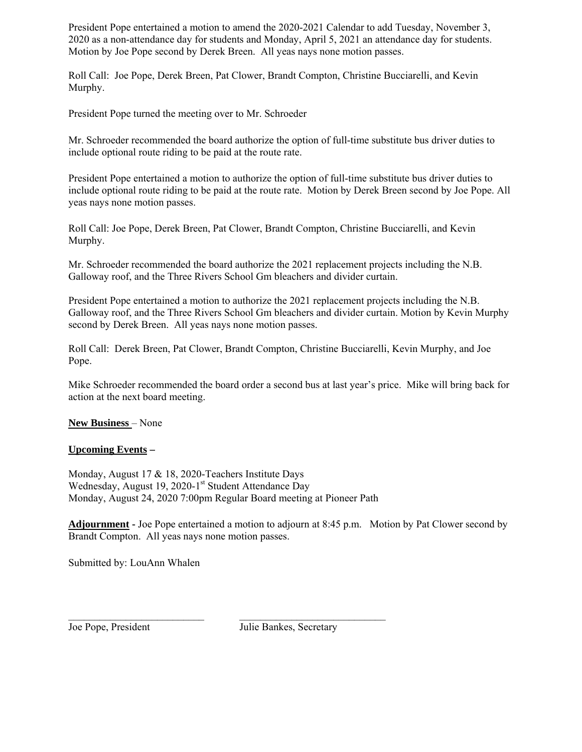President Pope entertained a motion to amend the 2020-2021 Calendar to add Tuesday, November 3, 2020 as a non-attendance day for students and Monday, April 5, 2021 an attendance day for students. Motion by Joe Pope second by Derek Breen. All yeas nays none motion passes.

Roll Call: Joe Pope, Derek Breen, Pat Clower, Brandt Compton, Christine Bucciarelli, and Kevin Murphy.

President Pope turned the meeting over to Mr. Schroeder

Mr. Schroeder recommended the board authorize the option of full-time substitute bus driver duties to include optional route riding to be paid at the route rate.

President Pope entertained a motion to authorize the option of full-time substitute bus driver duties to include optional route riding to be paid at the route rate. Motion by Derek Breen second by Joe Pope. All yeas nays none motion passes.

Roll Call: Joe Pope, Derek Breen, Pat Clower, Brandt Compton, Christine Bucciarelli, and Kevin Murphy.

Mr. Schroeder recommended the board authorize the 2021 replacement projects including the N.B. Galloway roof, and the Three Rivers School Gm bleachers and divider curtain.

President Pope entertained a motion to authorize the 2021 replacement projects including the N.B. Galloway roof, and the Three Rivers School Gm bleachers and divider curtain. Motion by Kevin Murphy second by Derek Breen. All yeas nays none motion passes.

Roll Call: Derek Breen, Pat Clower, Brandt Compton, Christine Bucciarelli, Kevin Murphy, and Joe Pope.

Mike Schroeder recommended the board order a second bus at last year's price. Mike will bring back for action at the next board meeting.

**New Business** – None

**Upcoming Events –**

Monday, August 17 & 18, 2020-Teachers Institute Days
Wednesday, August 19, 2020-1st Student Attendance Day
Monday, August 24, 2020 7:00pm Regular Board meeting at Pioneer Path

**Adjournment** - Joe Pope entertained a motion to adjourn at 8:45 p.m. Motion by Pat Clower second by Brandt Compton. All yeas nays none motion passes.

Submitted by: LouAnn Whalen

\_\_\_\_\_\_\_\_\_\_\_\_\_\_\_\_\_\_\_\_\_\_\_\_\_\_\_ \_\_\_\_\_\_\_\_\_\_\_\_\_\_\_\_\_\_\_\_\_\_\_\_\_\_\_\_\_
Joe Pope, President Julie Bankes, Secretary